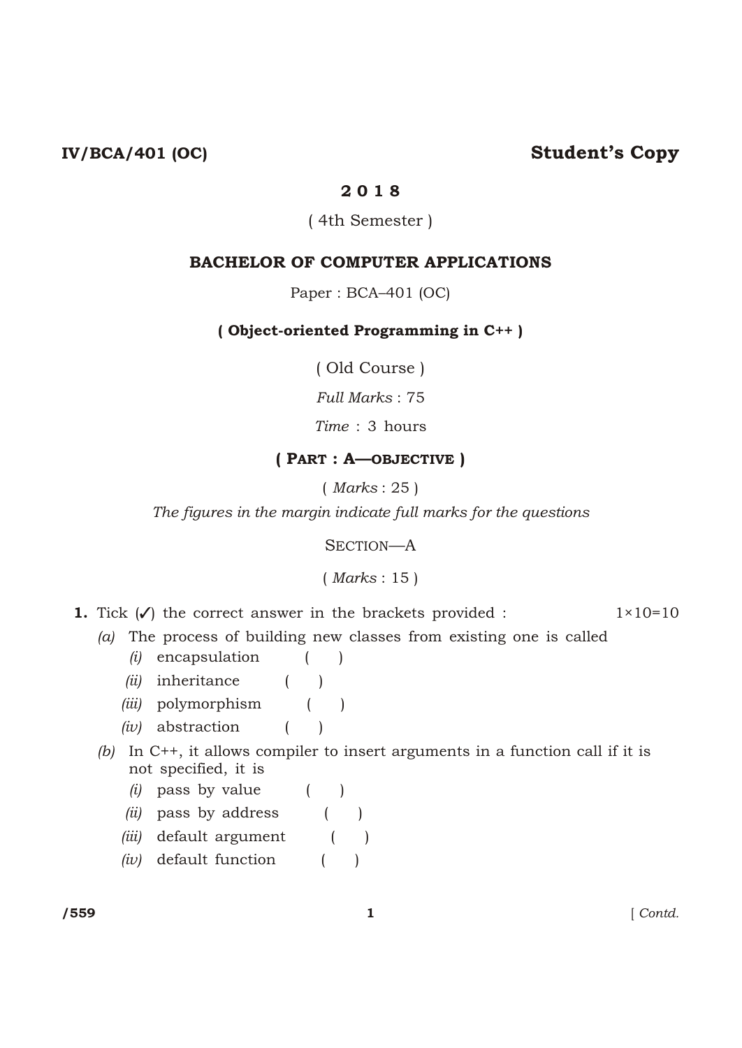**IV/BCA/401 (OC)** **Student's Copy**

# 2018

( 4th Semester )

## BACHELOR OF COMPUTER APPLICATIONS

Paper : BCA–401 (OC)

**( Object-oriented Programming in C++ )**

( Old Course )

*Full Marks* : 75

*Time* : 3 hours

**( PART : A—OBJECTIVE )**

( *Marks* : 25 )

*The figures in the margin indicate full marks for the questions*

SECTION—A

( *Marks* : 15 )

**1.** Tick (✓) the correct answer in the brackets provided : 1×10=10

*(a)* The process of building new classes from existing one is called

*(i)* encapsulation ( )

*(ii)* inheritance ( )

*(iii)* polymorphism ( )

*(iv)* abstraction ( )

*(b)* In C++, it allows compiler to insert arguments in a function call if it is not specified, it is

*(i)* pass by value ( )

*(ii)* pass by address ( )

*(iii)* default argument ( )

*(iv)* default function ( )

/559 [ *Contd.*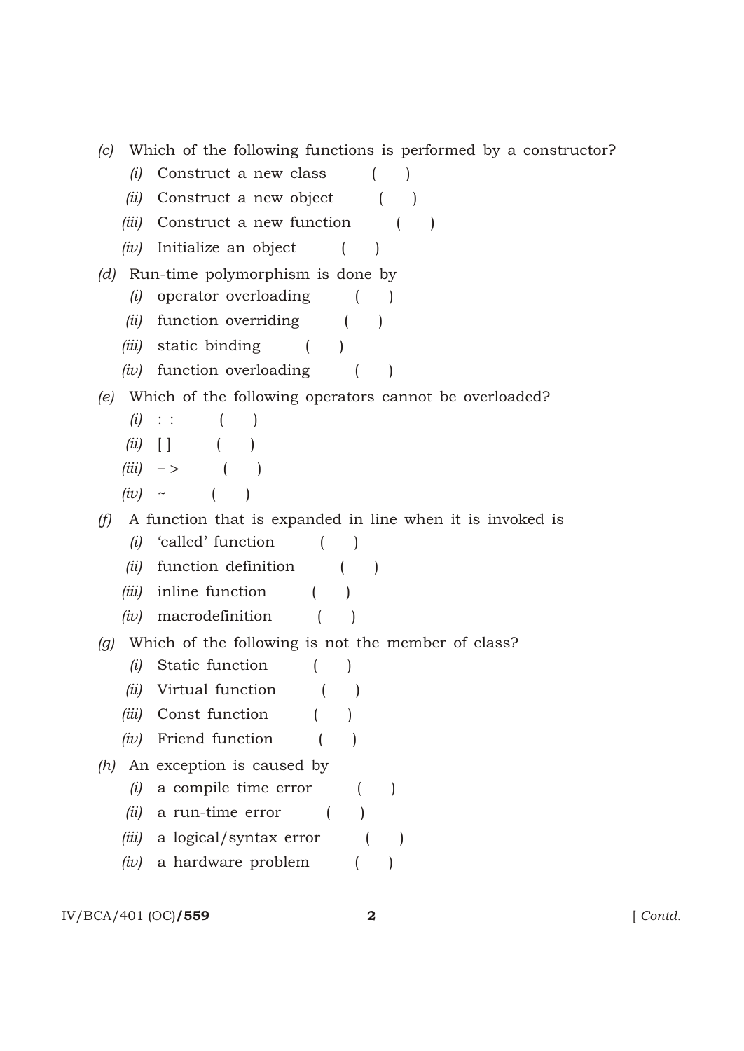(c) Which of the following functions is performed by a constructor?

  (i) Construct a new class ( )

  (ii) Construct a new object ( )

  (iii) Construct a new function ( )

  (iv) Initialize an object ( )

(d) Run-time polymorphism is done by

  (i) operator overloading ( )

  (ii) function overriding ( )

  (iii) static binding ( )

  (iv) function overloading ( )

(e) Which of the following operators cannot be overloaded?

  (i) : : ( )

  (ii) [ ] ( )

  (iii) – > ( )

  (iv) ~ ( )

(f) A function that is expanded in line when it is invoked is

  (i) 'called' function ( )

  (ii) function definition ( )

  (iii) inline function ( )

  (iv) macrodefinition ( )

(g) Which of the following is not the member of class?

  (i) Static function ( )

  (ii) Virtual function ( )

  (iii) Const function ( )

  (iv) Friend function ( )

(h) An exception is caused by

  (i) a compile time error ( )

  (ii) a run-time error ( )

  (iii) a logical/syntax error ( )

  (iv) a hardware problem ( )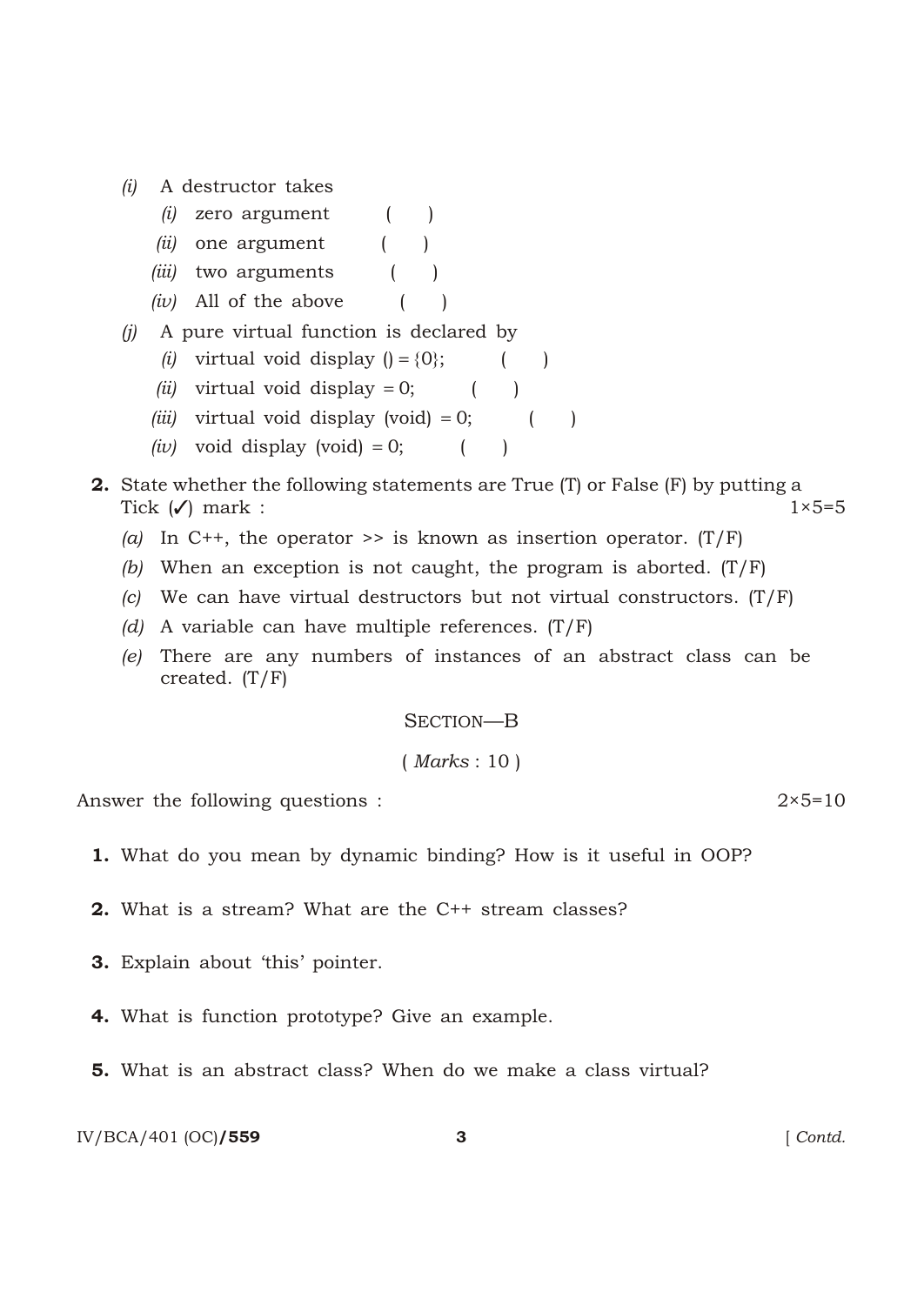*(i)* A destructor takes

   *(i)* zero argument ( )

   *(ii)* one argument ( )

   *(iii)* two arguments ( )

   *(iv)* All of the above ( )

*(j)* A pure virtual function is declared by

   *(i)* virtual void display () = {0}; ( )

   *(ii)* virtual void display = 0; ( )

   *(iii)* virtual void display (void) = 0; ( )

   *(iv)* void display (void) = 0; ( )

**2.** State whether the following statements are True (T) or False (F) by putting a Tick (✓) mark : 1×5=5

   *(a)* In C++, the operator >> is known as insertion operator. (T/F)

   *(b)* When an exception is not caught, the program is aborted. (T/F)

   *(c)* We can have virtual destructors but not virtual constructors. (T/F)

   *(d)* A variable can have multiple references. (T/F)

   *(e)* There are any numbers of instances of an abstract class can be created. (T/F)

## SECTION—B

( *Marks* : 10 )

Answer the following questions : 2×5=10

**1.** What do you mean by dynamic binding? How is it useful in OOP?

**2.** What is a stream? What are the C++ stream classes?

**3.** Explain about 'this' pointer.

**4.** What is function prototype? Give an example.

**5.** What is an abstract class? When do we make a class virtual?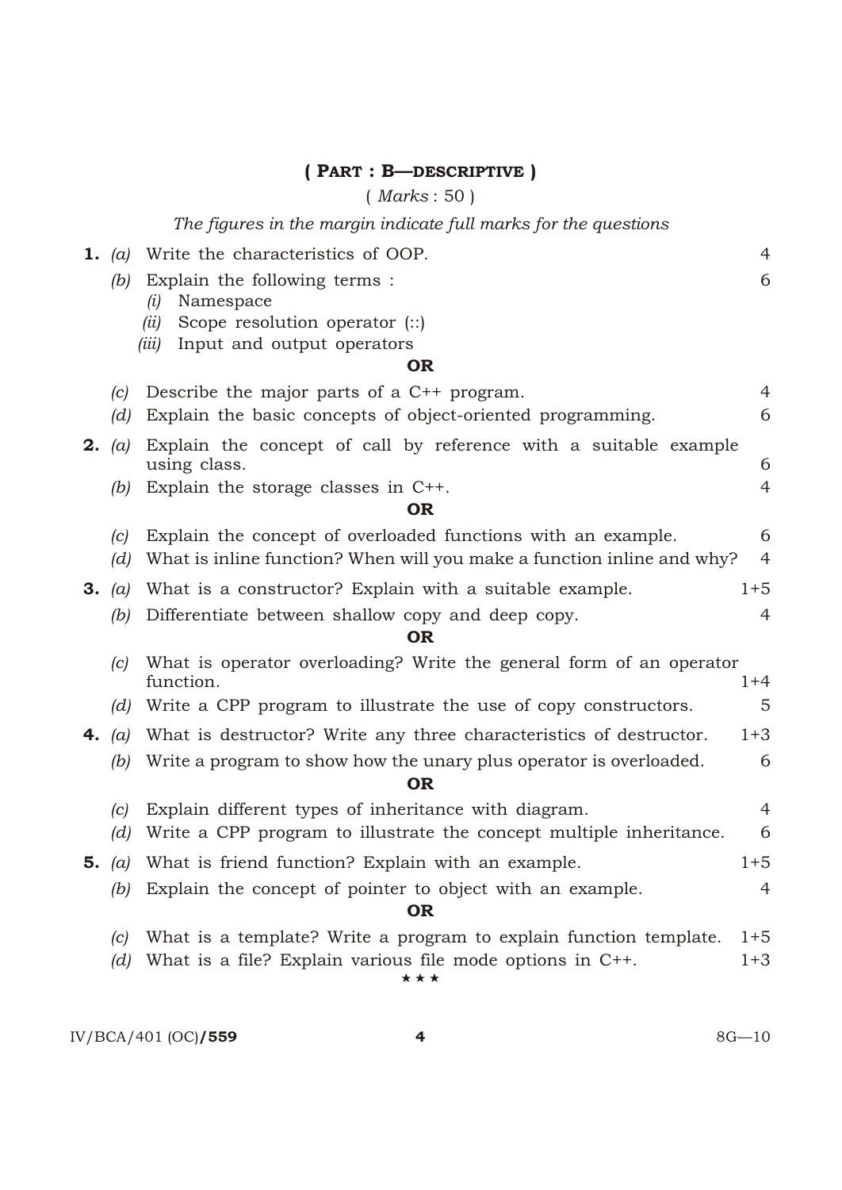## ( PART : B—DESCRIPTIVE )

( *Marks* : 50 )

*The figures in the margin indicate full marks for the questions*

**1.** *(a)* Write the characteristics of OOP. 4

*(b)* Explain the following terms : 6

*(i)* Namespace

*(ii)* Scope resolution operator (::)

*(iii)* Input and output operators

**OR**

*(c)* Describe the major parts of a C++ program. 4

*(d)* Explain the basic concepts of object-oriented programming. 6

**2.** *(a)* Explain the concept of call by reference with a suitable example using class. 6

*(b)* Explain the storage classes in C++. 4

**OR**

*(c)* Explain the concept of overloaded functions with an example. 6

*(d)* What is inline function? When will you make a function inline and why? 4

**3.** *(a)* What is a constructor? Explain with a suitable example. 1+5

*(b)* Differentiate between shallow copy and deep copy. 4

**OR**

*(c)* What is operator overloading? Write the general form of an operator function. 1+4

*(d)* Write a CPP program to illustrate the use of copy constructors. 5

**4.** *(a)* What is destructor? Write any three characteristics of destructor. 1+3

*(b)* Write a program to show how the unary plus operator is overloaded. 6

**OR**

*(c)* Explain different types of inheritance with diagram. 4

*(d)* Write a CPP program to illustrate the concept multiple inheritance. 6

**5.** *(a)* What is friend function? Explain with an example. 1+5

*(b)* Explain the concept of pointer to object with an example. 4

**OR**

*(c)* What is a template? Write a program to explain function template. 1+5

*(d)* What is a file? Explain various file mode options in C++. 1+3

★ ★ ★